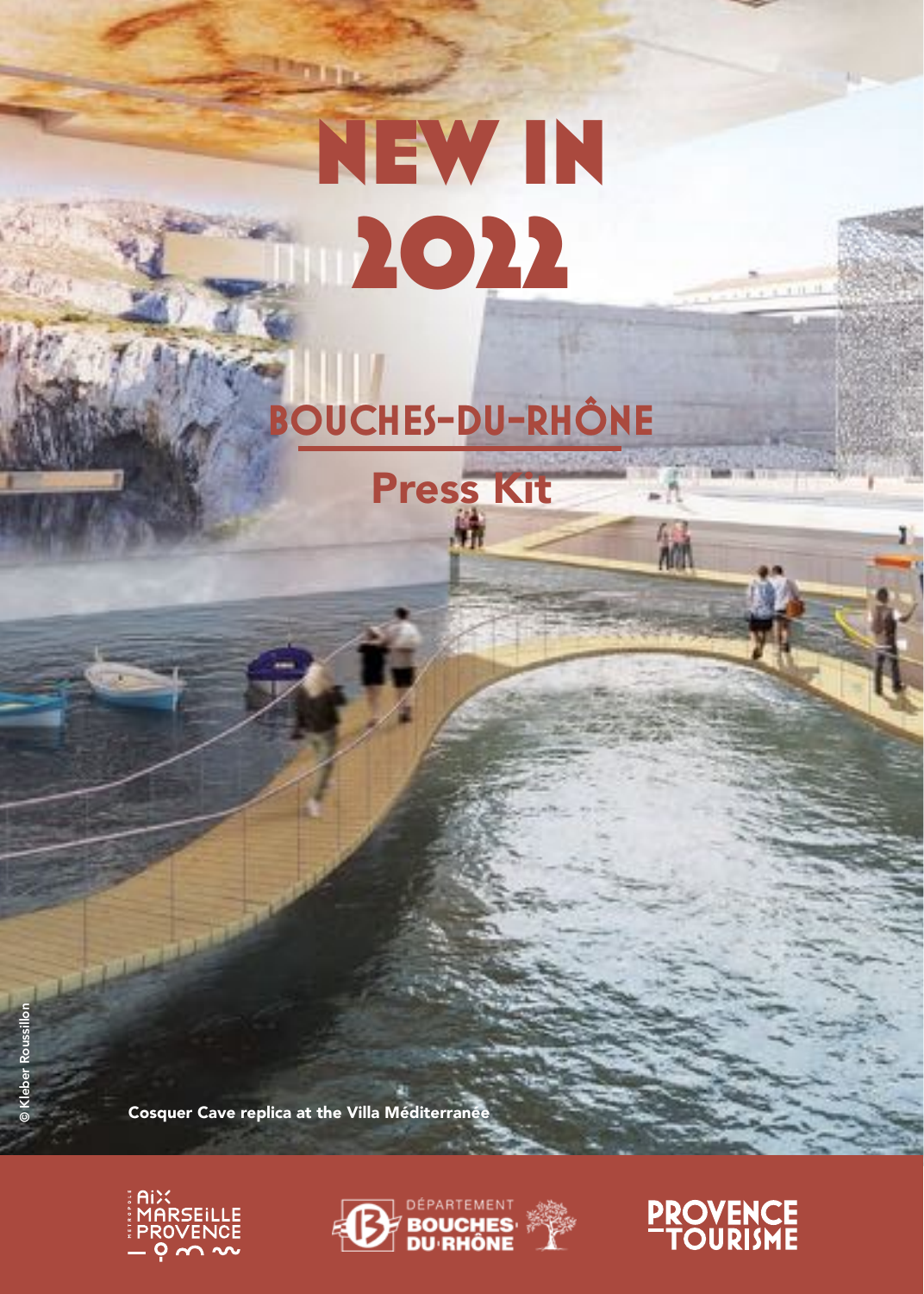# NEW IN 2022

## BOUCHES-DU-RHÔNE

## Press Kit

Cosquer Cave replica at the Villa Méditerranée

© Kleber Roussillon

AIX MARSEILLE PROVENCE

DÉPARTEMENT BOUCHES-DU-RHÔNE

PROVENCE TOURISME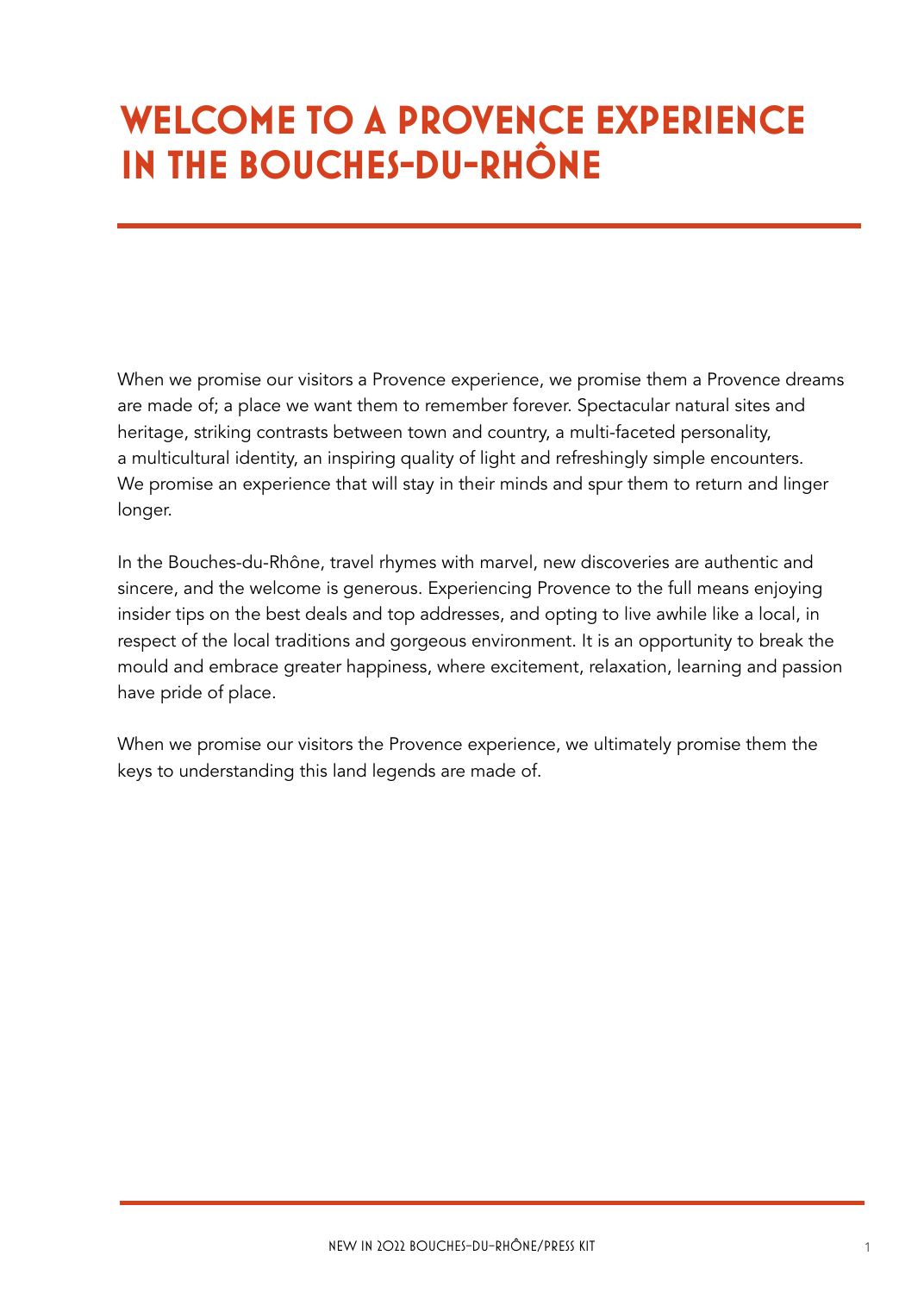# WELCOME TO A PROVENCE EXPERIENCE IN THE BOUCHES-DU-RHÔNE

When we promise our visitors a Provence experience, we promise them a Provence dreams are made of; a place we want them to remember forever. Spectacular natural sites and heritage, striking contrasts between town and country, a multi-faceted personality, a multicultural identity, an inspiring quality of light and refreshingly simple encounters. We promise an experience that will stay in their minds and spur them to return and linger longer.

In the Bouches-du-Rhône, travel rhymes with marvel, new discoveries are authentic and sincere, and the welcome is generous. Experiencing Provence to the full means enjoying insider tips on the best deals and top addresses, and opting to live awhile like a local, in respect of the local traditions and gorgeous environment. It is an opportunity to break the mould and embrace greater happiness, where excitement, relaxation, learning and passion have pride of place.

When we promise our visitors the Provence experience, we ultimately promise them the keys to understanding this land legends are made of.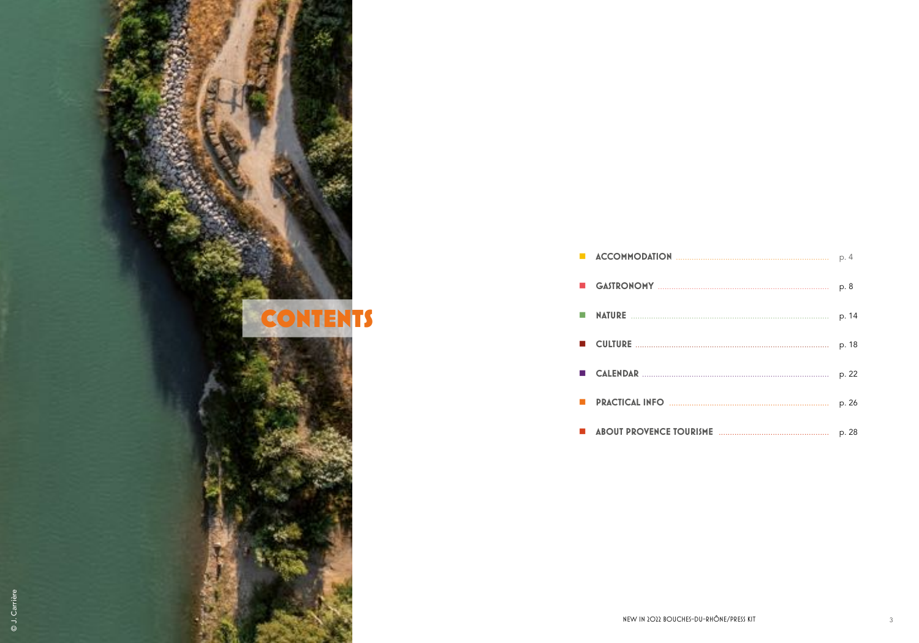# CONTENTS

- ACCOMMODATION ........ p. 4
- GASTRONOMY ........ p. 8
- NATURE ........ p. 14
- CULTURE ........ p. 18
- CALENDAR ........ p. 22
- PRACTICAL INFO ........ p. 26
- ABOUT PROVENCE TOURISME ........ p. 28

© J. Carrière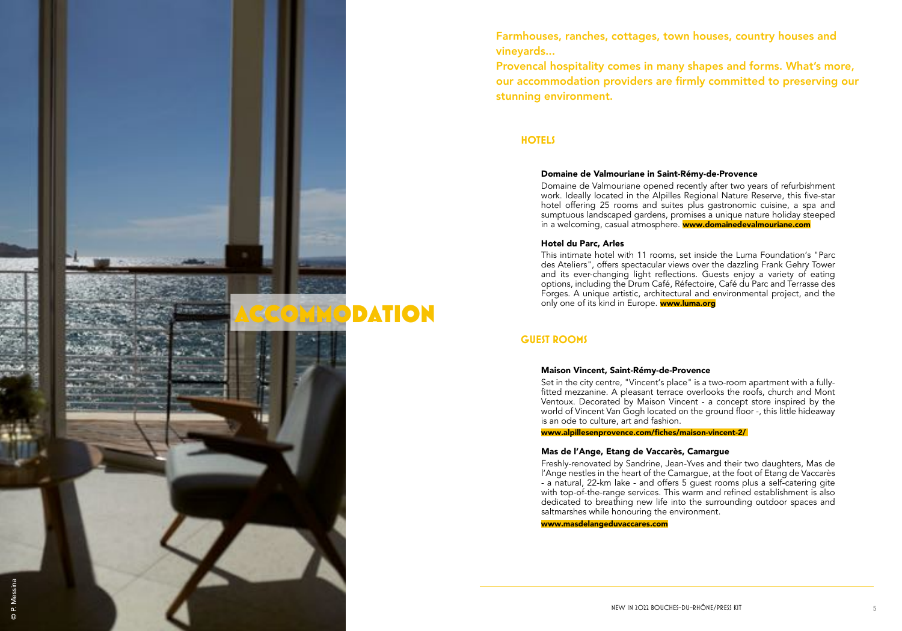# ACCOMMODATION

© P. Messina

**Farmhouses, ranches, cottages, town houses, country houses and vineyards...**
**Provencal hospitality comes in many shapes and forms. What's more, our accommodation providers are firmly committed to preserving our stunning environment.**

## HOTELS

### Domaine de Valmouriane in Saint-Rémy-de-Provence

Domaine de Valmouriane opened recently after two years of refurbishment work. Ideally located in the Alpilles Regional Nature Reserve, this five-star hotel offering 25 rooms and suites plus gastronomic cuisine, a spa and sumptuous landscaped gardens, promises a unique nature holiday steeped in a welcoming, casual atmosphere. **www.domainedevalmouriane.com**

### Hotel du Parc, Arles

This intimate hotel with 11 rooms, set inside the Luma Foundation's "Parc des Ateliers", offers spectacular views over the dazzling Frank Gehry Tower and its ever-changing light reflections. Guests enjoy a variety of eating options, including the Drum Café, Réfectoire, Café du Parc and Terrasse des Forges. A unique artistic, architectural and environmental project, and the only one of its kind in Europe. **www.luma.org**

## GUEST ROOMS

### Maison Vincent, Saint-Rémy-de-Provence

Set in the city centre, "Vincent's place" is a two-room apartment with a fully-fitted mezzanine. A pleasant terrace overlooks the roofs, church and Mont Ventoux. Decorated by Maison Vincent - a concept store inspired by the world of Vincent Van Gogh located on the ground floor -, this little hideaway is an ode to culture, art and fashion.

**www.alpillesenprovence.com/fiches/maison-vincent-2/**

### Mas de l'Ange, Etang de Vaccarès, Camargue

Freshly-renovated by Sandrine, Jean-Yves and their two daughters, Mas de l'Ange nestles in the heart of the Camargue, at the foot of Etang de Vaccarès - a natural, 22-km lake - and offers 5 guest rooms plus a self-catering gite with top-of-the-range services. This warm and refined establishment is also dedicated to breathing new life into the surrounding outdoor spaces and saltmarshes while honouring the environment.

**www.masdelangeduvaccares.com**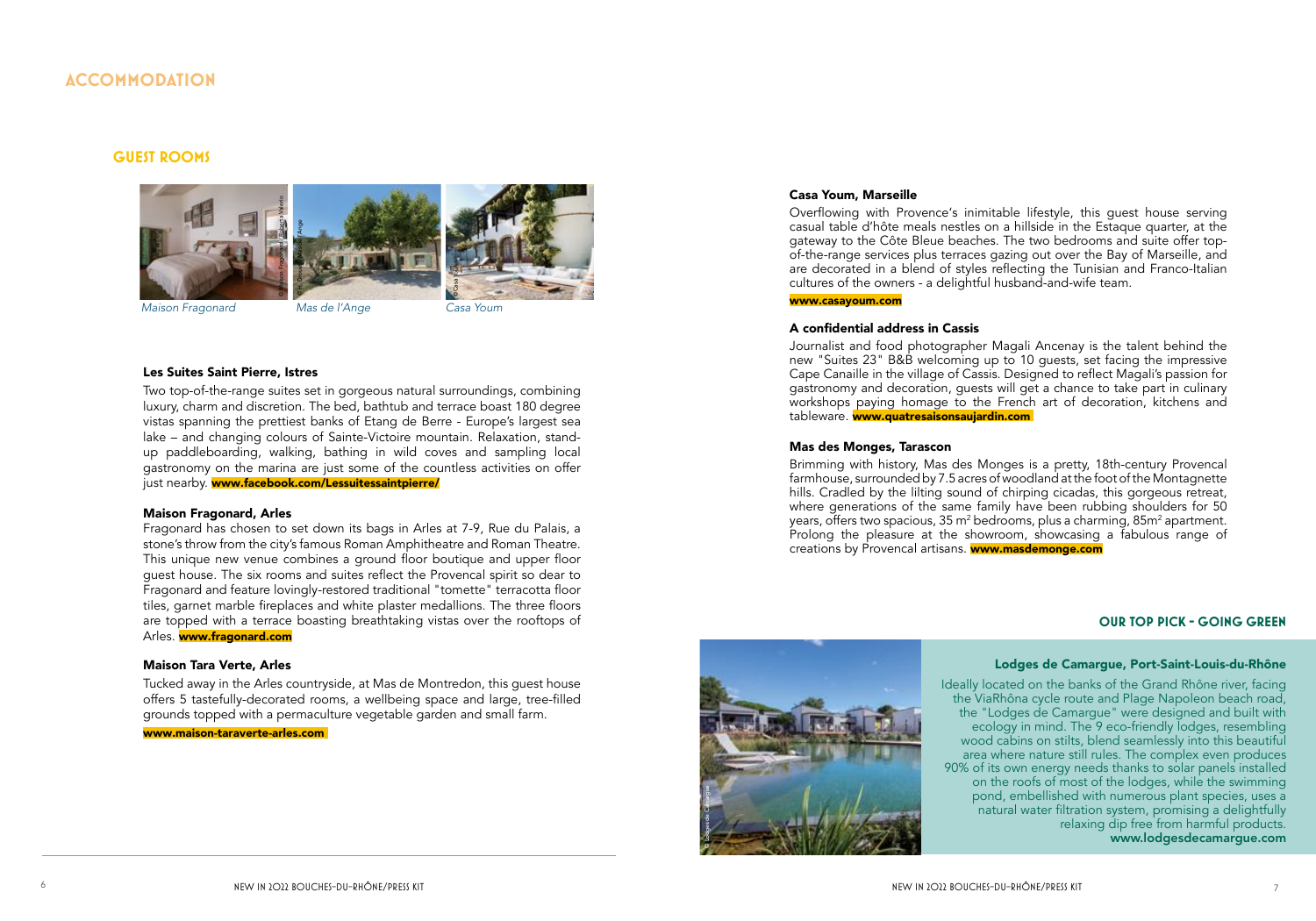# ACCOMMODATION

## GUEST ROOMS

*Maison Fragonard* *Mas de l'Ange* *Casa Youm*

### Les Suites Saint Pierre, Istres

Two top-of-the-range suites set in gorgeous natural surroundings, combining luxury, charm and discretion. The bed, bathtub and terrace boast 180 degree vistas spanning the prettiest banks of Etang de Berre - Europe's largest sea lake – and changing colours of Sainte-Victoire mountain. Relaxation, stand-up paddleboarding, walking, bathing in wild coves and sampling local gastronomy on the marina are just some of the countless activities on offer just nearby. **www.facebook.com/Lessuitessaintpierre/**

### Maison Fragonard, Arles

Fragonard has chosen to set down its bags in Arles at 7-9, Rue du Palais, a stone's throw from the city's famous Roman Amphitheatre and Roman Theatre. This unique new venue combines a ground floor boutique and upper floor guest house. The six rooms and suites reflect the Provencal spirit so dear to Fragonard and feature lovingly-restored traditional "tomette" terracotta floor tiles, garnet marble fireplaces and white plaster medallions. The three floors are topped with a terrace boasting breathtaking vistas over the rooftops of Arles. **www.fragonard.com**

### Maison Tara Verte, Arles

Tucked away in the Arles countryside, at Mas de Montredon, this guest house offers 5 tastefully-decorated rooms, a wellbeing space and large, tree-filled grounds topped with a permaculture vegetable garden and small farm.

**www.maison-taraverte-arles.com**

### Casa Youm, Marseille

Overflowing with Provence's inimitable lifestyle, this guest house serving casual table d'hôte meals nestles on a hillside in the Estaque quarter, at the gateway to the Côte Bleue beaches. The two bedrooms and suite offer top-of-the-range services plus terraces gazing out over the Bay of Marseille, and are decorated in a blend of styles reflecting the Tunisian and Franco-Italian cultures of the owners - a delightful husband-and-wife team.

**www.casayoum.com**

### A confidential address in Cassis

Journalist and food photographer Magali Ancenay is the talent behind the new "Suites 23" B&B welcoming up to 10 guests, set facing the impressive Cape Canaille in the village of Cassis. Designed to reflect Magali's passion for gastronomy and decoration, guests will get a chance to take part in culinary workshops paying homage to the French art of decoration, kitchens and tableware. **www.quatresaisonsaujardin.com**

### Mas des Monges, Tarascon

Brimming with history, Mas des Monges is a pretty, 18th-century Provencal farmhouse, surrounded by 7.5 acres of woodland at the foot of the Montagnette hills. Cradled by the lilting sound of chirping cicadas, this gorgeous retreat, where generations of the same family have been rubbing shoulders for 50 years, offers two spacious, 35 m² bedrooms, plus a charming, 85m² apartment. Prolong the pleasure at the showroom, showcasing a fabulous range of creations by Provencal artisans. **www.masdemonge.com**

## OUR TOP PICK - GOING GREEN

### Lodges de Camargue, Port-Saint-Louis-du-Rhône

Ideally located on the banks of the Grand Rhône river, facing the ViaRhôna cycle route and Plage Napoleon beach road, the "Lodges de Camargue" were designed and built with ecology in mind. The 9 eco-friendly lodges, resembling wood cabins on stilts, blend seamlessly into this beautiful area where nature still rules. The complex even produces 90% of its own energy needs thanks to solar panels installed on the roofs of most of the lodges, while the swimming pond, embellished with numerous plant species, uses a natural water filtration system, promising a delightfully relaxing dip free from harmful products.
**www.lodgesdecamargue.com**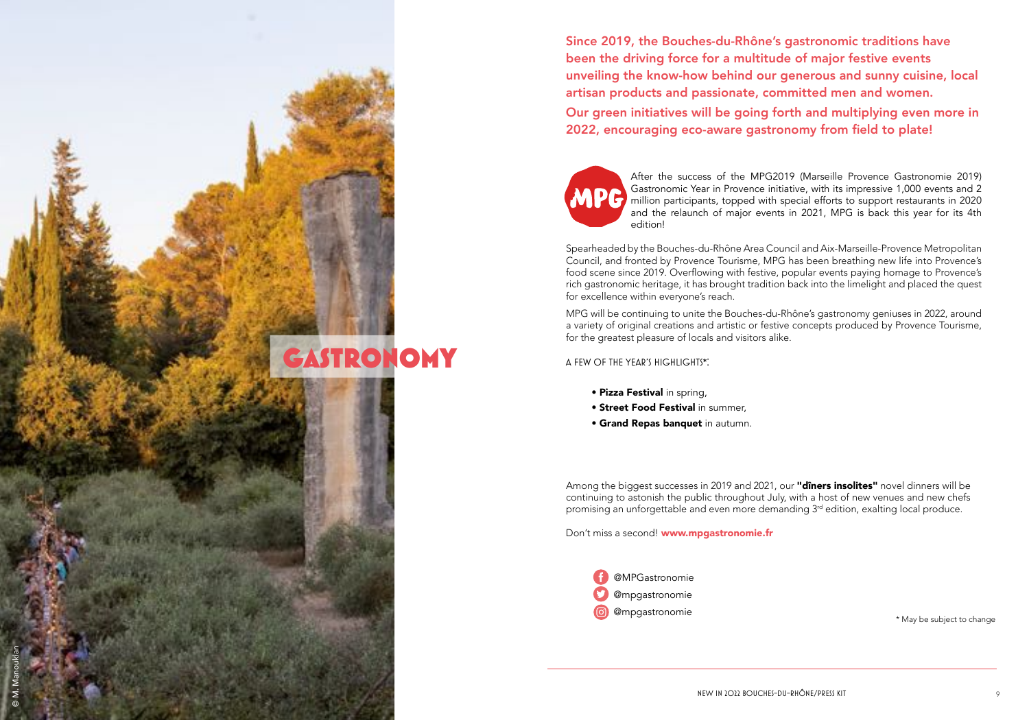# GASTRONOMY

**Since 2019, the Bouches-du-Rhône's gastronomic traditions have been the driving force for a multitude of major festive events unveiling the know-how behind our generous and sunny cuisine, local artisan products and passionate, committed men and women.**

**Our green initiatives will be going forth and multiplying even more in 2022, encouraging eco-aware gastronomy from field to plate!**

After the success of the MPG2019 (Marseille Provence Gastronomie 2019) Gastronomic Year in Provence initiative, with its impressive 1,000 events and 2 million participants, topped with special efforts to support restaurants in 2020 and the relaunch of major events in 2021, MPG is back this year for its 4th edition!

Spearheaded by the Bouches-du-Rhône Area Council and Aix-Marseille-Provence Metropolitan Council, and fronted by Provence Tourisme, MPG has been breathing new life into Provence's food scene since 2019. Overflowing with festive, popular events paying homage to Provence's rich gastronomic heritage, it has brought tradition back into the limelight and placed the quest for excellence within everyone's reach.

MPG will be continuing to unite the Bouches-du-Rhône's gastronomy geniuses in 2022, around a variety of original creations and artistic or festive concepts produced by Provence Tourisme, for the greatest pleasure of locals and visitors alike.

A FEW OF THE YEAR'S HIGHLIGHTS*:

- **Pizza Festival** in spring,
- **Street Food Festival** in summer,
- **Grand Repas banquet** in autumn.

Among the biggest successes in 2019 and 2021, our **"dîners insolites"** novel dinners will be continuing to astonish the public throughout July, with a host of new venues and new chefs promising an unforgettable and even more demanding 3rd edition, exalting local produce.

Don't miss a second! **www.mpgastronomie.fr**

@MPGastronomie
@mpgastronomie
@mpgastronomie

\* May be subject to change

© M. Manoukian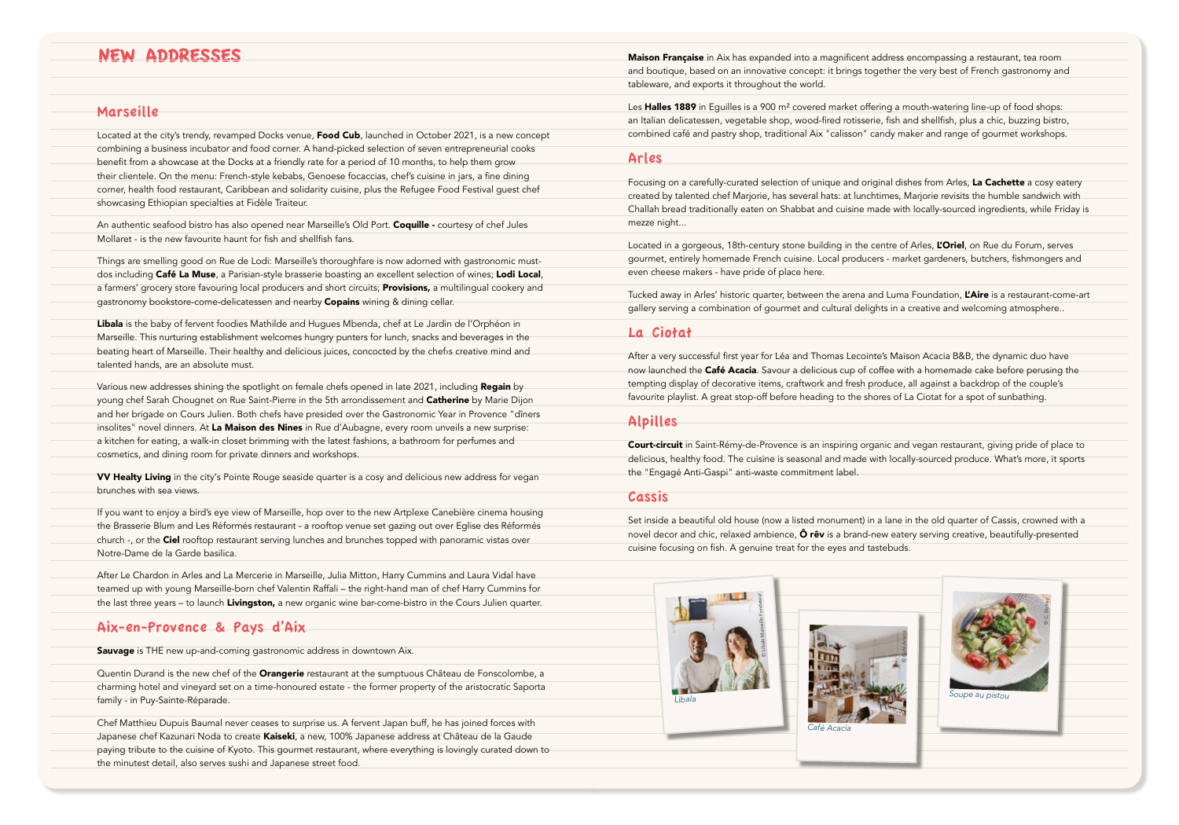# NEW ADDRESSES

## Marseille

Located at the city's trendy, revamped Docks venue, **Food Cub**, launched in October 2021, is a new concept combining a business incubator and food corner. A hand-picked selection of seven entrepreneurial cooks benefit from a showcase at the Docks at a friendly rate for a period of 10 months, to help them grow their clientele. On the menu: French-style kebabs, Genoese focaccias, chef's cuisine in jars, a fine dining corner, health food restaurant, Caribbean and solidarity cuisine, plus the Refugee Food Festival guest chef showcasing Ethiopian specialties at Fidèle Traiteur.

An authentic seafood bistro has also opened near Marseille's Old Port. **Coquille -** courtesy of chef Jules Mollaret - is the new favourite haunt for fish and shellfish fans.

Things are smelling good on Rue de Lodi: Marseille's thoroughfare is now adorned with gastronomic must-dos including **Café La Muse**, a Parisian-style brasserie boasting an excellent selection of wines; **Lodi Local**, a farmers' grocery store favouring local producers and short circuits; **Provisions,** a multilingual cookery and gastronomy bookstore-come-delicatessen and nearby **Copains** wining & dining cellar.

**Libala** is the baby of fervent foodies Mathilde and Hugues Mbenda, chef at Le Jardin de l'Orphéon in Marseille. This nurturing establishment welcomes hungry punters for lunch, snacks and beverages in the beating heart of Marseille. Their healthy and delicious juices, concocted by the chef›s creative mind and talented hands, are an absolute must.

Various new addresses shining the spotlight on female chefs opened in late 2021, including **Regain** by young chef Sarah Chougnet on Rue Saint-Pierre in the 5th arrondissement and **Catherine** by Marie Dijon and her brigade on Cours Julien. Both chefs have presided over the Gastronomic Year in Provence "dîners insolites" novel dinners. At **La Maison des Nines** in Rue d'Aubagne, every room unveils a new surprise: a kitchen for eating, a walk-in closet brimming with the latest fashions, a bathroom for perfumes and cosmetics, and dining room for private dinners and workshops.

**VV Healty Living** in the city's Pointe Rouge seaside quarter is a cosy and delicious new address for vegan brunches with sea views.

If you want to enjoy a bird's eye view of Marseille, hop over to the new Artplexe Canebière cinema housing the Brasserie Blum and Les Réformés restaurant - a rooftop venue set gazing out over Eglise des Réformés church -, or the **Ciel** rooftop restaurant serving lunches and brunches topped with panoramic vistas over Notre-Dame de la Garde basilica.

After Le Chardon in Arles and La Mercerie in Marseille, Julia Mitton, Harry Cummins and Laura Vidal have teamed up with young Marseille-born chef Valentin Raffali – the right-hand man of chef Harry Cummins for the last three years – to launch **Livingston,** a new organic wine bar-come-bistro in the Cours Julien quarter.

## Aix-en-Provence & Pays d'Aix

**Sauvage** is THE new up-and-coming gastronomic address in downtown Aix.

Quentin Durand is the new chef of the **Orangerie** restaurant at the sumptuous Château de Fonscolombe, a charming hotel and vineyard set on a time-honoured estate - the former property of the aristocratic Saporta family - in Puy-Sainte-Réparade.

Chef Matthieu Dupuis Baumal never ceases to surprise us. A fervent Japan buff, he has joined forces with Japanese chef Kazunari Noda to create **Kaiseki**, a new, 100% Japanese address at Château de la Gaude paying tribute to the cuisine of Kyoto. This gourmet restaurant, where everything is lovingly curated down to the minutest detail, also serves sushi and Japanese street food.

**Maison Française** in Aix has expanded into a magnificent address encompassing a restaurant, tea room and boutique, based on an innovative concept: it brings together the very best of French gastronomy and tableware, and exports it throughout the world.

Les **Halles 1889** in Eguilles is a 900 m² covered market offering a mouth-watering line-up of food shops: an Italian delicatessen, vegetable shop, wood-fired rotisserie, fish and shellfish, plus a chic, buzzing bistro, combined café and pastry shop, traditional Aix "calisson" candy maker and range of gourmet workshops.

## Arles

Focusing on a carefully-curated selection of unique and original dishes from Arles, **La Cachette** a cosy eatery created by talented chef Marjorie, has several hats: at lunchtimes, Marjorie revisits the humble sandwich with Challah bread traditionally eaten on Shabbat and cuisine made with locally-sourced ingredients, while Friday is mezze night...

Located in a gorgeous, 18th-century stone building in the centre of Arles, **L'Oriel**, on Rue du Forum, serves gourmet, entirely homemade French cuisine. Local producers - market gardeners, butchers, fishmongers and even cheese makers - have pride of place here.

Tucked away in Arles' historic quarter, between the arena and Luma Foundation, **L'Aire** is a restaurant-come-art gallery serving a combination of gourmet and cultural delights in a creative and welcoming atmosphere..

## La Ciotat

After a very successful first year for Léa and Thomas Lecointe's Maison Acacia B&B, the dynamic duo have now launched the **Café Acacia**. Savour a delicious cup of coffee with a homemade cake before perusing the tempting display of decorative items, craftwork and fresh produce, all against a backdrop of the couple's favourite playlist. A great stop-off before heading to the shores of La Ciotat for a spot of sunbathing.

## Alpilles

**Court-circuit** in Saint-Rémy-de-Provence is an inspiring organic and vegan restaurant, giving pride of place to delicious, healthy food. The cuisine is seasonal and made with locally-sourced produce. What's more, it sports the "Engagé Anti-Gaspi" anti-waste commitment label.

## Cassis

Set inside a beautiful old house (now a listed monument) in a lane in the old quarter of Cassis, crowned with a novel decor and chic, relaxed ambience, **Ô rêv** is a brand-new eatery serving creative, beautifully-presented cuisine focusing on fish. A genuine treat for the eyes and tastebuds.

*Libala*

*Café Acacia*

*Soupe au pistou*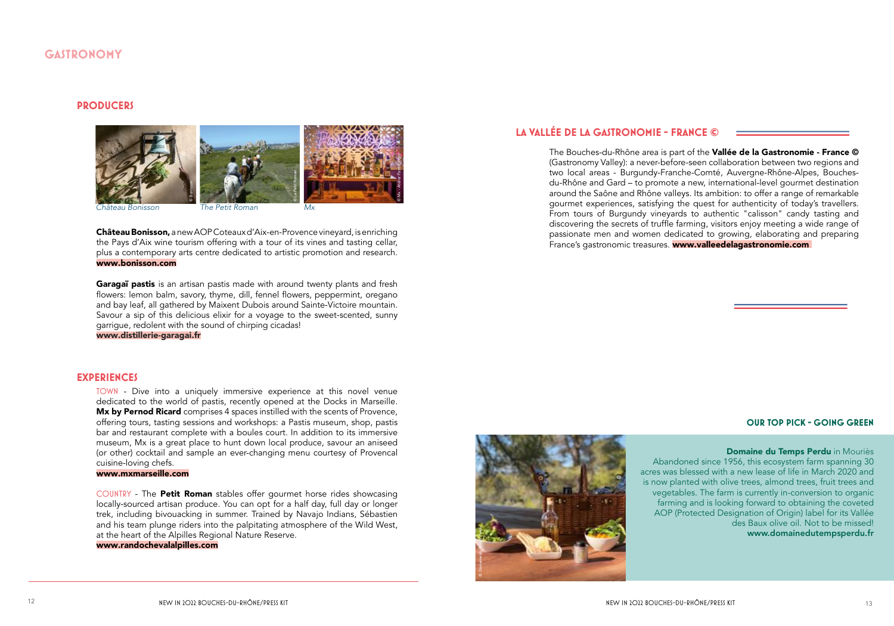# GASTRONOMY

## PRODUCERS

*Château Bonisson* *The Petit Roman* *Mx*

**Château Bonisson,** a new AOP Coteaux d'Aix-en-Provence vineyard, is enriching the Pays d'Aix wine tourism offering with a tour of its vines and tasting cellar, plus a contemporary arts centre dedicated to artistic promotion and research.
**www.bonisson.com**

**Garagaï pastis** is an artisan pastis made with around twenty plants and fresh flowers: lemon balm, savory, thyme, dill, fennel flowers, peppermint, oregano and bay leaf, all gathered by Maixent Dubois around Sainte-Victoire mountain. Savour a sip of this delicious elixir for a voyage to the sweet-scented, sunny garrigue, redolent with the sound of chirping cicadas!
**www.distillerie-garagai.fr**

## EXPERIENCES

TOWN - Dive into a uniquely immersive experience at this novel venue dedicated to the world of pastis, recently opened at the Docks in Marseille. **Mx by Pernod Ricard** comprises 4 spaces instilled with the scents of Provence, offering tours, tasting sessions and workshops: a Pastis museum, shop, pastis bar and restaurant complete with a boules court. In addition to its immersive museum, Mx is a great place to hunt down local produce, savour an aniseed (or other) cocktail and sample an ever-changing menu courtesy of Provencal cuisine-loving chefs.
**www.mxmarseille.com**

COUNTRY - The **Petit Roman** stables offer gourmet horse rides showcasing locally-sourced artisan produce. You can opt for a half day, full day or longer trek, including bivouacking in summer. Trained by Navajo Indians, Sébastien and his team plunge riders into the palpitating atmosphere of the Wild West, at the heart of the Alpilles Regional Nature Reserve.
**www.randochevalalpilles.com**

## LA VALLÉE DE LA GASTRONOMIE - FRANCE ©

The Bouches-du-Rhône area is part of the **Vallée de la Gastronomie - France ©** (Gastronomy Valley): a never-before-seen collaboration between two regions and two local areas - Burgundy-Franche-Comté, Auvergne-Rhône-Alpes, Bouches-du-Rhône and Gard – to promote a new, international-level gourmet destination around the Saône and Rhône valleys. Its ambition: to offer a range of remarkable gourmet experiences, satisfying the quest for authenticity of today's travellers. From tours of Burgundy vineyards to authentic "calisson" candy tasting and discovering the secrets of truffle farming, visitors enjoy meeting a wide range of passionate men and women dedicated to growing, elaborating and preparing France's gastronomic treasures. **www.valleedelagastronomie.com**

### OUR TOP PICK - GOING GREEN

**Domaine du Temps Perdu** in Mouriès
Abandoned since 1956, this ecosystem farm spanning 30 acres was blessed with a new lease of life in March 2020 and is now planted with olive trees, almond trees, fruit trees and vegetables. The farm is currently in-conversion to organic farming and is looking forward to obtaining the coveted AOP (Protected Designation of Origin) label for its Vallée des Baux olive oil. Not to be missed!
**www.domainedutempsperdu.fr**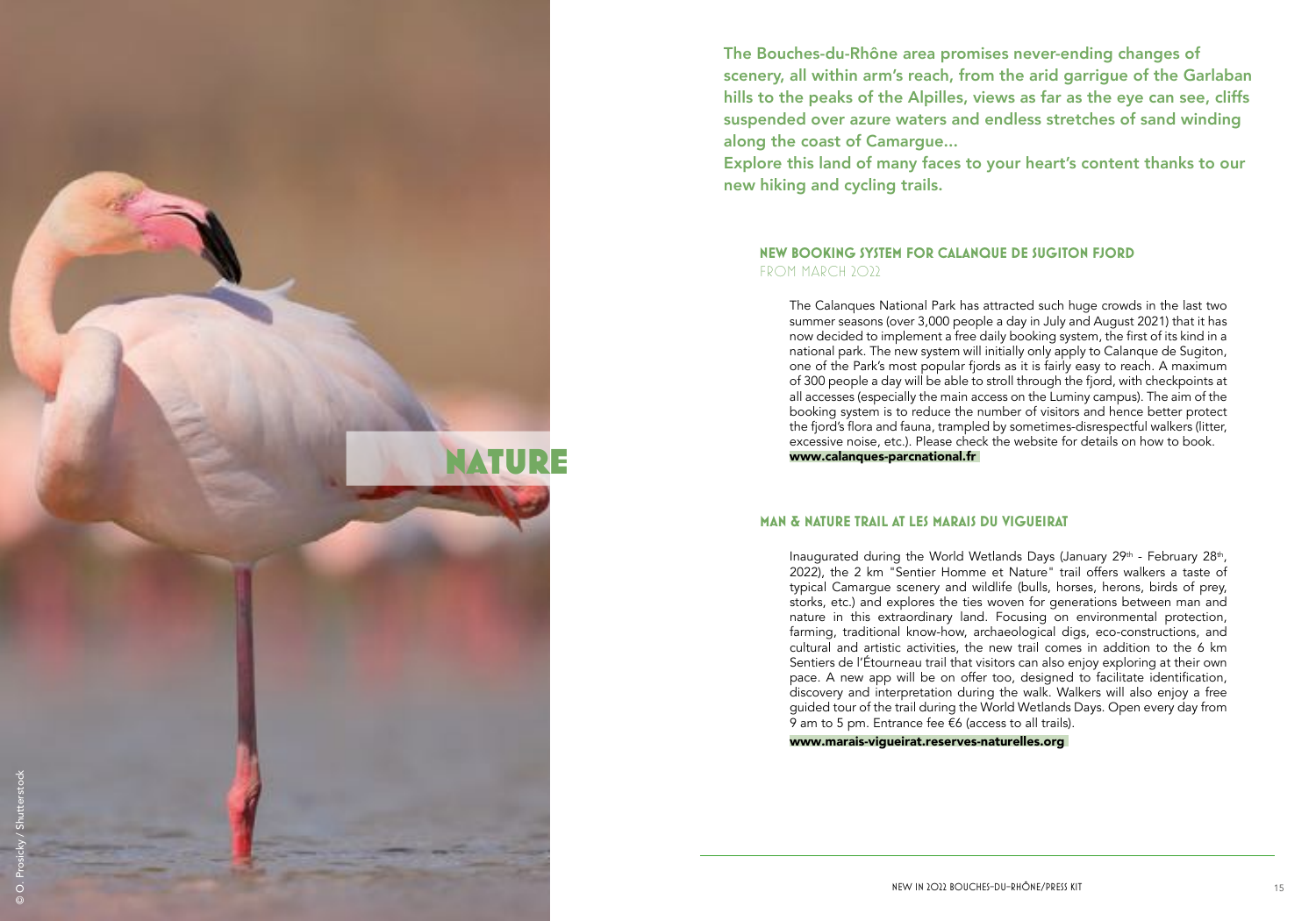# NATURE

**The Bouches-du-Rhône area promises never-ending changes of scenery, all within arm's reach, from the arid garrigue of the Garlaban hills to the peaks of the Alpilles, views as far as the eye can see, cliffs suspended over azure waters and endless stretches of sand winding along the coast of Camargue...**
**Explore this land of many faces to your heart's content thanks to our new hiking and cycling trails.**

## NEW BOOKING SYSTEM FOR CALANQUE DE SUGITON FJORD

FROM MARCH 2022

The Calanques National Park has attracted such huge crowds in the last two summer seasons (over 3,000 people a day in July and August 2021) that it has now decided to implement a free daily booking system, the first of its kind in a national park. The new system will initially only apply to Calanque de Sugiton, one of the Park's most popular fjords as it is fairly easy to reach. A maximum of 300 people a day will be able to stroll through the fjord, with checkpoints at all accesses (especially the main access on the Luminy campus). The aim of the booking system is to reduce the number of visitors and hence better protect the fjord's flora and fauna, trampled by sometimes-disrespectful walkers (litter, excessive noise, etc.). Please check the website for details on how to book.

**www.calanques-parcnational.fr**

## MAN & NATURE TRAIL AT LES MARAIS DU VIGUEIRAT

Inaugurated during the World Wetlands Days (January 29th - February 28th, 2022), the 2 km "Sentier Homme et Nature" trail offers walkers a taste of typical Camargue scenery and wildlife (bulls, horses, herons, birds of prey, storks, etc.) and explores the ties woven for generations between man and nature in this extraordinary land. Focusing on environmental protection, farming, traditional know-how, archaeological digs, eco-constructions, and cultural and artistic activities, the new trail comes in addition to the 6 km Sentiers de l'Étourneau trail that visitors can also enjoy exploring at their own pace. A new app will be on offer too, designed to facilitate identification, discovery and interpretation during the walk. Walkers will also enjoy a free guided tour of the trail during the World Wetlands Days. Open every day from 9 am to 5 pm. Entrance fee €6 (access to all trails).

**www.marais-vigueirat.reserves-naturelles.org**

© O. Prosicky / Shutterstock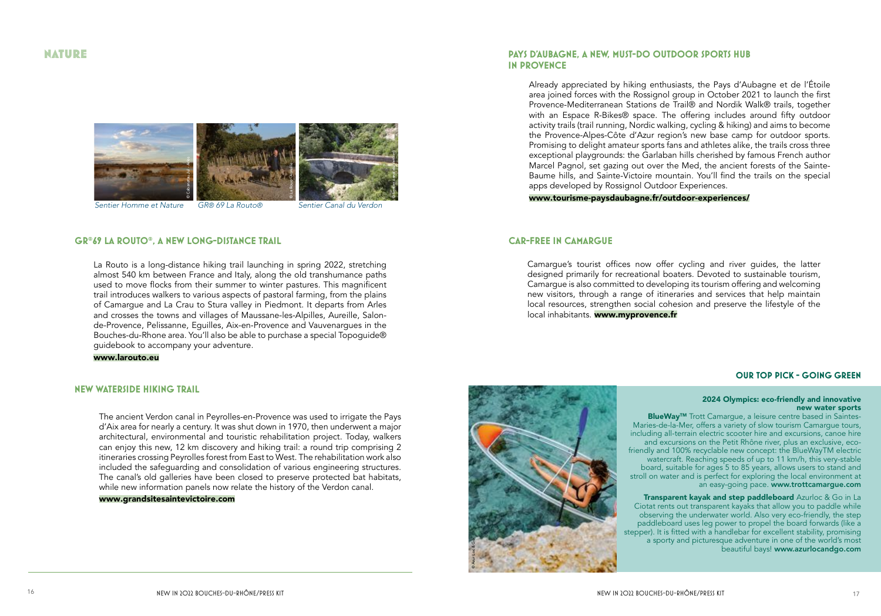# NATURE

*Sentier Homme et Nature* *GR® 69 La Routo®* *Sentier Canal du Verdon*

## GR®69 LA ROUTO®, A NEW LONG-DISTANCE TRAIL

La Routo is a long-distance hiking trail launching in spring 2022, stretching almost 540 km between France and Italy, along the old transhumance paths used to move flocks from their summer to winter pastures. This magnificent trail introduces walkers to various aspects of pastoral farming, from the plains of Camargue and La Crau to Stura valley in Piedmont. It departs from Arles and crosses the towns and villages of Maussane-les-Alpilles, Aureille, Salon-de-Provence, Pelissanne, Eguilles, Aix-en-Provence and Vauvenargues in the Bouches-du-Rhone area. You'll also be able to purchase a special Topoguide® guidebook to accompany your adventure.

**www.larouto.eu**

## NEW WATERSIDE HIKING TRAIL

The ancient Verdon canal in Peyrolles-en-Provence was used to irrigate the Pays d'Aix area for nearly a century. It was shut down in 1970, then underwent a major architectural, environmental and touristic rehabilitation project. Today, walkers can enjoy this new, 12 km discovery and hiking trail: a round trip comprising 2 itineraries crossing Peyrolles forest from East to West. The rehabilitation work also included the safeguarding and consolidation of various engineering structures. The canal's old galleries have been closed to preserve protected bat habitats, while new information panels now relate the history of the Verdon canal.

**www.grandsitesaintevictoire.com**

## PAYS D'AUBAGNE, A NEW, MUST-DO OUTDOOR SPORTS HUB IN PROVENCE

Already appreciated by hiking enthusiasts, the Pays d'Aubagne et de l'Étoile area joined forces with the Rossignol group in October 2021 to launch the first Provence-Mediterranean Stations de Trail® and Nordik Walk® trails, together with an Espace R-Bikes® space. The offering includes around fifty outdoor activity trails (trail running, Nordic walking, cycling & hiking) and aims to become the Provence-Alpes-Côte d'Azur region's new base camp for outdoor sports. Promising to delight amateur sports fans and athletes alike, the trails cross three exceptional playgrounds: the Garlaban hills cherished by famous French author Marcel Pagnol, set gazing out over the Med, the ancient forests of the Sainte-Baume hills, and Sainte-Victoire mountain. You'll find the trails on the special apps developed by Rossignol Outdoor Experiences.

**www.tourisme-paysdaubagne.fr/outdoor-experiences/**

## CAR-FREE IN CAMARGUE

Camargue's tourist offices now offer cycling and river guides, the latter designed primarily for recreational boaters. Devoted to sustainable tourism, Camargue is also committed to developing its tourism offering and welcoming new visitors, through a range of itineraries and services that help maintain local resources, strengthen social cohesion and preserve the lifestyle of the local inhabitants. **www.myprovence.fr**

## OUR TOP PICK - GOING GREEN

**2024 Olympics: eco-friendly and innovative new water sports**

**BlueWay™** Trott Camargue, a leisure centre based in Saintes-Maries-de-la-Mer, offers a variety of slow tourism Camargue tours, including all-terrain electric scooter hire and excursions, canoe hire and excursions on the Petit Rhône river, plus an exclusive, eco-friendly and 100% recyclable new concept: the BlueWayTM electric watercraft. Reaching speeds of up to 11 km/h, this very-stable board, suitable for ages 5 to 85 years, allows users to stand and stroll on water and is perfect for exploring the local environment at an easy-going pace. **www.trottcamargue.com**

**Transparent kayak and step paddleboard** Azurloc & Go in La Ciotat rents out transparent kayaks that allow you to paddle while observing the underwater world. Also very eco-friendly, the step paddleboard uses leg power to propel the board forwards (like a stepper). It is fitted with a handlebar for excellent stability, promising a sporty and picturesque adventure in one of the world's most beautiful bays! **www.azurlocandgo.com**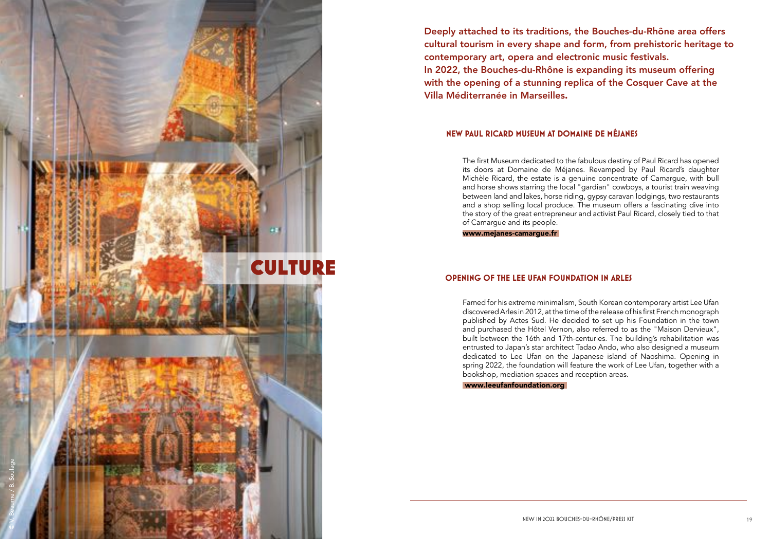# CULTURE

**Deeply attached to its traditions, the Bouches-du-Rhône area offers cultural tourism in every shape and form, from prehistoric heritage to contemporary art, opera and electronic music festivals. In 2022, the Bouches-du-Rhône is expanding its museum offering with the opening of a stunning replica of the Cosquer Cave at the Villa Méditerranée in Marseilles.**

## NEW PAUL RICARD MUSEUM AT DOMAINE DE MÉJANES

The first Museum dedicated to the fabulous destiny of Paul Ricard has opened its doors at Domaine de Méjanes. Revamped by Paul Ricard's daughter Michèle Ricard, the estate is a genuine concentrate of Camargue, with bull and horse shows starring the local "gardian" cowboys, a tourist train weaving between land and lakes, horse riding, gypsy caravan lodgings, two restaurants and a shop selling local produce. The museum offers a fascinating dive into the story of the great entrepreneur and activist Paul Ricard, closely tied to that of Camargue and its people.

**www.mejanes-camargue.fr**

## OPENING OF THE LEE UFAN FOUNDATION IN ARLES

Famed for his extreme minimalism, South Korean contemporary artist Lee Ufan discovered Arles in 2012, at the time of the release of his first French monograph published by Actes Sud. He decided to set up his Foundation in the town and purchased the Hôtel Vernon, also referred to as the "Maison Dervieux", built between the 16th and 17th-centuries. The building's rehabilitation was entrusted to Japan's star architect Tadao Ando, who also designed a museum dedicated to Lee Ufan on the Japanese island of Naoshima. Opening in spring 2022, the foundation will feature the work of Lee Ufan, together with a bookshop, mediation spaces and reception areas.

**www.leeufanfoundation.org**

©V. Beaume / B. Soulage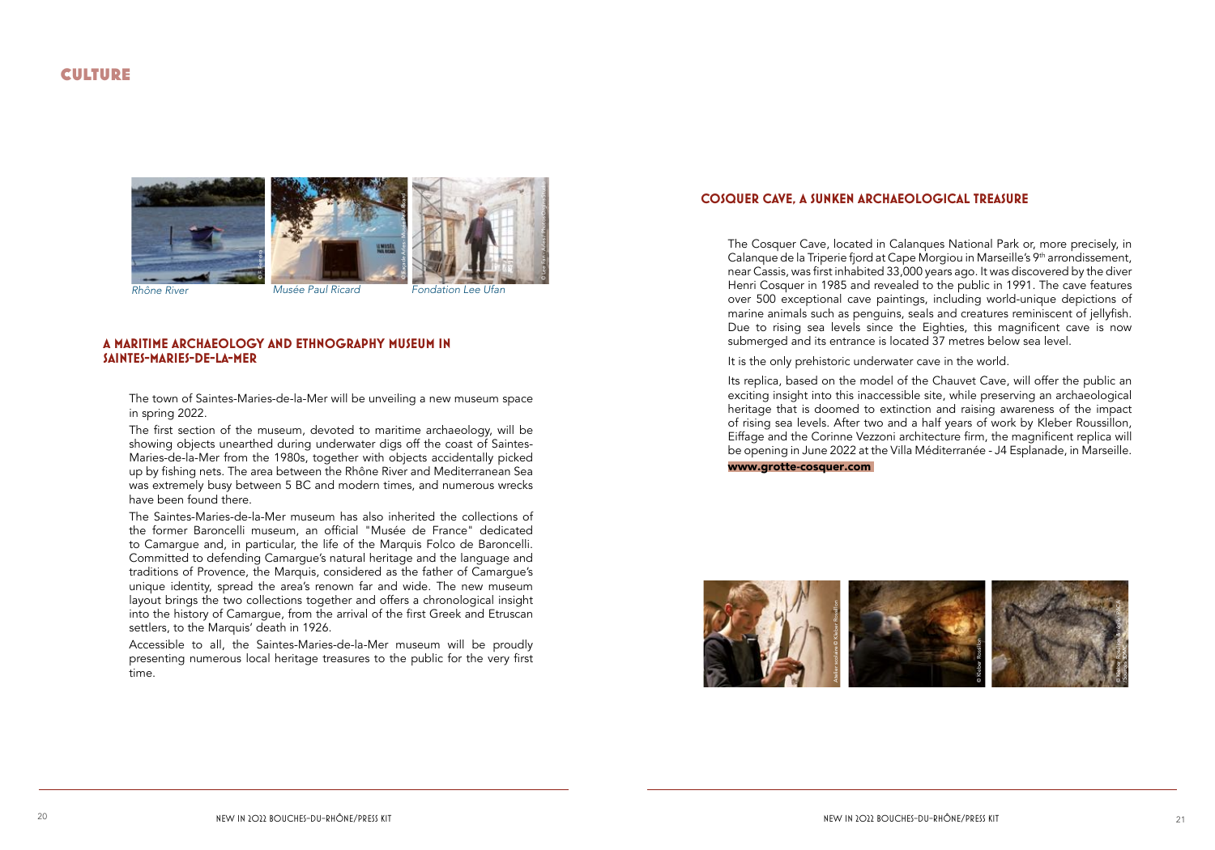# CULTURE

*Rhône River* *Musée Paul Ricard* *Fondation Lee Ufan*

## A MARITIME ARCHAEOLOGY AND ETHNOGRAPHY MUSEUM IN SAINTES-MARIES-DE-LA-MER

The town of Saintes-Maries-de-la-Mer will be unveiling a new museum space in spring 2022.

The first section of the museum, devoted to maritime archaeology, will be showing objects unearthed during underwater digs off the coast of Saintes-Maries-de-la-Mer from the 1980s, together with objects accidentally picked up by fishing nets. The area between the Rhône River and Mediterranean Sea was extremely busy between 5 BC and modern times, and numerous wrecks have been found there.

The Saintes-Maries-de-la-Mer museum has also inherited the collections of the former Baroncelli museum, an official "Musée de France" dedicated to Camargue and, in particular, the life of the Marquis Folco de Baroncelli. Committed to defending Camargue's natural heritage and the language and traditions of Provence, the Marquis, considered as the father of Camargue's unique identity, spread the area's renown far and wide. The new museum layout brings the two collections together and offers a chronological insight into the history of Camargue, from the arrival of the first Greek and Etruscan settlers, to the Marquis' death in 1926.

Accessible to all, the Saintes-Maries-de-la-Mer museum will be proudly presenting numerous local heritage treasures to the public for the very first time.

## COSQUER CAVE, A SUNKEN ARCHAEOLOGICAL TREASURE

The Cosquer Cave, located in Calanques National Park or, more precisely, in Calanque de la Triperie fjord at Cape Morgiou in Marseille's 9th arrondissement, near Cassis, was first inhabited 33,000 years ago. It was discovered by the diver Henri Cosquer in 1985 and revealed to the public in 1991. The cave features over 500 exceptional cave paintings, including world-unique depictions of marine animals such as penguins, seals and creatures reminiscent of jellyfish. Due to rising sea levels since the Eighties, this magnificent cave is now submerged and its entrance is located 37 metres below sea level.

It is the only prehistoric underwater cave in the world.

Its replica, based on the model of the Chauvet Cave, will offer the public an exciting insight into this inaccessible site, while preserving an archaeological heritage that is doomed to extinction and raising awareness of the impact of rising sea levels. After two and a half years of work by Kleber Roussillon, Eiffage and the Corinne Vezzoni architecture firm, the magnificent replica will be opening in June 2022 at the Villa Méditerranée - J4 Esplanade, in Marseille.

**www.grotte-cosquer.com**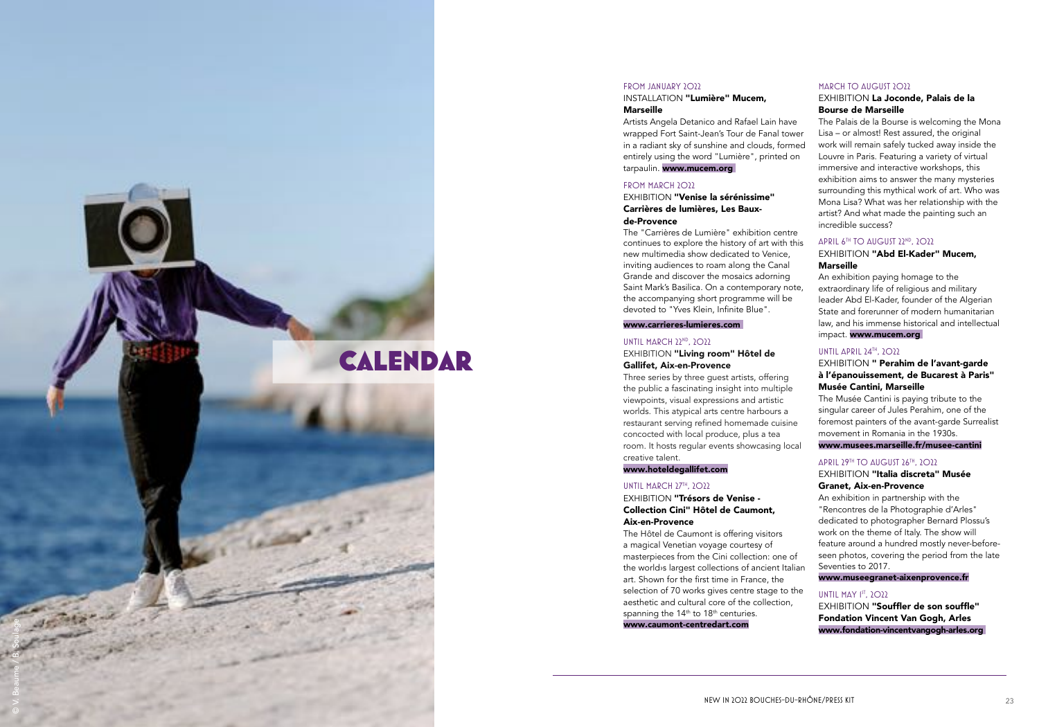# CALENDAR

FROM JANUARY 2022

INSTALLATION **"Lumière" Mucem, Marseille**

Artists Angela Detanico and Rafael Lain have wrapped Fort Saint-Jean's Tour de Fanal tower in a radiant sky of sunshine and clouds, formed entirely using the word "Lumière", printed on tarpaulin. **www.mucem.org**

FROM MARCH 2022

EXHIBITION **"Venise la sérénissime" Carrières de lumières, Les Baux-de-Provence**

The "Carrières de Lumière" exhibition centre continues to explore the history of art with this new multimedia show dedicated to Venice, inviting audiences to roam along the Canal Grande and discover the mosaics adorning Saint Mark's Basilica. On a contemporary note, the accompanying short programme will be devoted to "Yves Klein, Infinite Blue".

**www.carrieres-lumieres.com**

UNTIL MARCH 22ND, 2022

EXHIBITION **"Living room" Hôtel de Gallifet, Aix-en-Provence**

Three series by three guest artists, offering the public a fascinating insight into multiple viewpoints, visual expressions and artistic worlds. This atypical arts centre harbours a restaurant serving refined homemade cuisine concocted with local produce, plus a tea room. It hosts regular events showcasing local creative talent.

**www.hoteldegallifet.com**

UNTIL MARCH 27TH, 2022

EXHIBITION **"Trésors de Venise - Collection Cini" Hôtel de Caumont, Aix-en-Provence**

The Hôtel de Caumont is offering visitors a magical Venetian voyage courtesy of masterpieces from the Cini collection: one of the world›s largest collections of ancient Italian art. Shown for the first time in France, the selection of 70 works gives centre stage to the aesthetic and cultural core of the collection, spanning the 14th to 18th centuries.

**www.caumont-centredart.com**

MARCH TO AUGUST 2022

EXHIBITION **La Joconde, Palais de la Bourse de Marseille**

The Palais de la Bourse is welcoming the Mona Lisa – or almost! Rest assured, the original work will remain safely tucked away inside the Louvre in Paris. Featuring a variety of virtual immersive and interactive workshops, this exhibition aims to answer the many mysteries surrounding this mythical work of art. Who was Mona Lisa? What was her relationship with the artist? And what made the painting such an incredible success?

APRIL 6TH TO AUGUST 22ND, 2022

EXHIBITION **"Abd El-Kader" Mucem, Marseille**

An exhibition paying homage to the extraordinary life of religious and military leader Abd El-Kader, founder of the Algerian State and forerunner of modern humanitarian law, and his immense historical and intellectual impact. **www.mucem.org**

UNTIL APRIL 24TH, 2022

EXHIBITION **" Perahim de l'avant-garde à l'épanouissement, de Bucarest à Paris" Musée Cantini, Marseille**

The Musée Cantini is paying tribute to the singular career of Jules Perahim, one of the foremost painters of the avant-garde Surrealist movement in Romania in the 1930s.

**www.musees.marseille.fr/musee-cantini**

APRIL 29TH TO AUGUST 26TH, 2022

EXHIBITION **"Italia discreta" Musée Granet, Aix-en-Provence**

An exhibition in partnership with the "Rencontres de la Photographie d'Arles" dedicated to photographer Bernard Plossu's work on the theme of Italy. The show will feature around a hundred mostly never-before-seen photos, covering the period from the late Seventies to 2017.

**www.museegranet-aixenprovence.fr**

UNTIL MAY 1ST, 2022

EXHIBITION **"Souffler de son souffle" Fondation Vincent Van Gogh, Arles**

**www.fondation-vincentvangogh-arles.org**

© V. Beaume / B. Soulage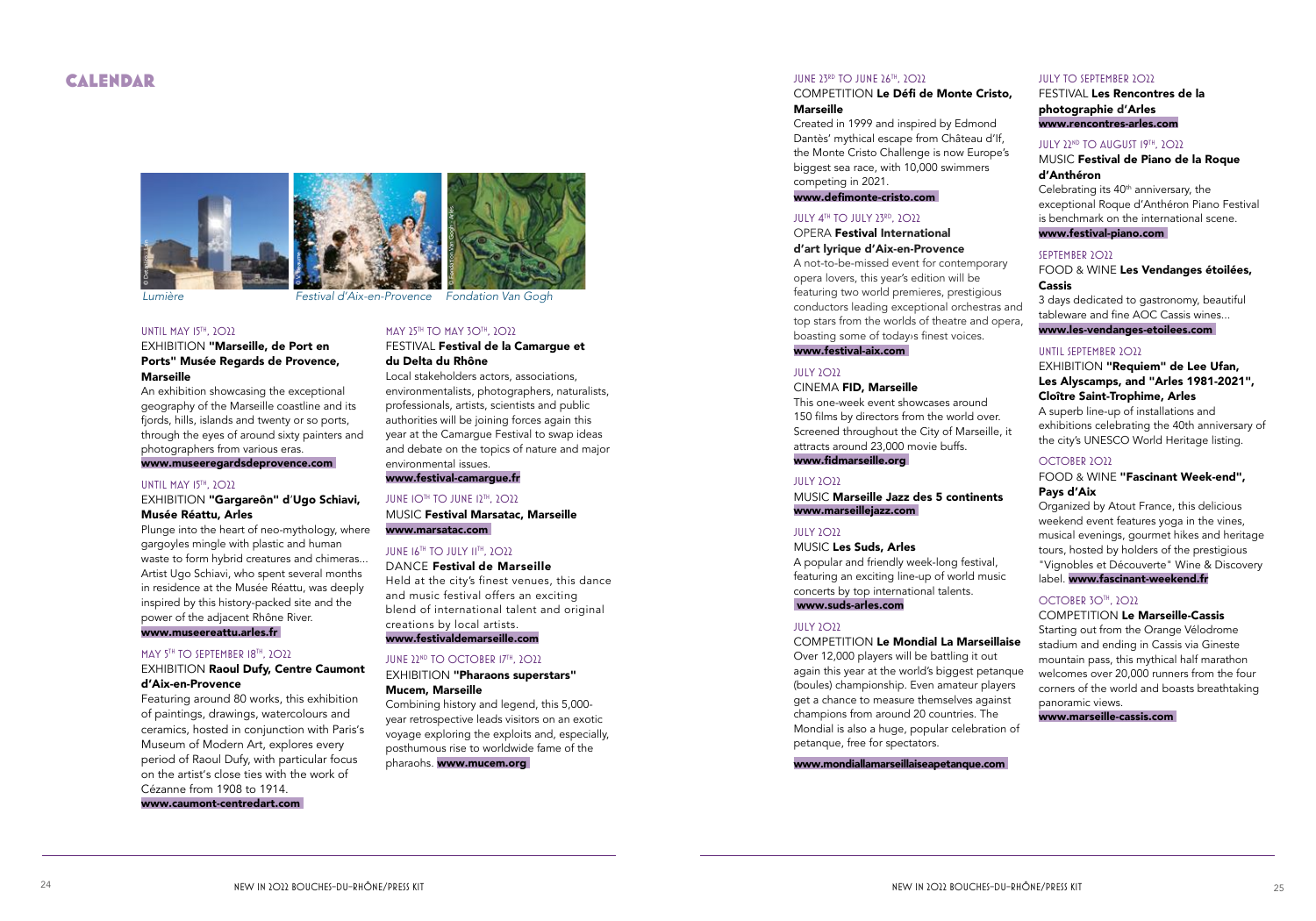# CALENDAR

*Lumière* *Festival d'Aix-en-Provence* *Fondation Van Gogh*

UNTIL MAY 15TH, 2022

EXHIBITION **"Marseille, de Port en Ports" Musée Regards de Provence, Marseille**

An exhibition showcasing the exceptional geography of the Marseille coastline and its fjords, hills, islands and twenty or so ports, through the eyes of around sixty painters and photographers from various eras.
**www.museeregardsdeprovence.com**

UNTIL MAY 15TH, 2022

EXHIBITION **"Gargareôn" d'Ugo Schiavi, Musée Réattu, Arles**

Plunge into the heart of neo-mythology, where gargoyles mingle with plastic and human waste to form hybrid creatures and chimeras... Artist Ugo Schiavi, who spent several months in residence at the Musée Réattu, was deeply inspired by this history-packed site and the power of the adjacent Rhône River.
**www.museereattu.arles.fr**

MAY 5TH TO SEPTEMBER 18TH, 2022

EXHIBITION **Raoul Dufy, Centre Caumont d'Aix-en-Provence**

Featuring around 80 works, this exhibition of paintings, drawings, watercolours and ceramics, hosted in conjunction with Paris's Museum of Modern Art, explores every period of Raoul Dufy, with particular focus on the artist's close ties with the work of Cézanne from 1908 to 1914.
**www.caumont-centredart.com**

MAY 25TH TO MAY 30TH, 2022

FESTIVAL **Festival de la Camargue et du Delta du Rhône**

Local stakeholders actors, associations, environmentalists, photographers, naturalists, professionals, artists, scientists and public authorities will be joining forces again this year at the Camargue Festival to swap ideas and debate on the topics of nature and major environmental issues.
**www.festival-camargue.fr**

JUNE 10TH TO JUNE 12TH, 2022

MUSIC **Festival Marsatac, Marseille**
**www.marsatac.com**

JUNE 16TH TO JULY 11TH, 2022

DANCE **Festival de Marseille**

Held at the city's finest venues, this dance and music festival offers an exciting blend of international talent and original creations by local artists.
**www.festivaldemarseille.com**

JUNE 22ND TO OCTOBER 17TH, 2022

EXHIBITION **"Pharaons superstars" Mucem, Marseille**

Combining history and legend, this 5,000-year retrospective leads visitors on an exotic voyage exploring the exploits and, especially, posthumous rise to worldwide fame of the pharaohs. **www.mucem.org**

JUNE 23RD TO JUNE 26TH, 2022

COMPETITION **Le Défi de Monte Cristo, Marseille**

Created in 1999 and inspired by Edmond Dantès' mythical escape from Château d'If, the Monte Cristo Challenge is now Europe's biggest sea race, with 10,000 swimmers competing in 2021.
**www.defimonte-cristo.com**

JULY 4TH TO JULY 23RD, 2022

OPERA **Festival International d'art lyrique d'Aix-en-Provence**

A not-to-be-missed event for contemporary opera lovers, this year's edition will be featuring two world premieres, prestigious conductors leading exceptional orchestras and top stars from the worlds of theatre and opera, boasting some of today›s finest voices.
**www.festival-aix.com**

JULY 2022

CINEMA **FID, Marseille**

This one-week event showcases around 150 films by directors from the world over. Screened throughout the City of Marseille, it attracts around 23,000 movie buffs.
**www.fidmarseille.org**

JULY 2022

MUSIC **Marseille Jazz des 5 continents**
**www.marseillejazz.com**

JULY 2022

MUSIC **Les Suds, Arles**

A popular and friendly week-long festival, featuring an exciting line-up of world music concerts by top international talents.
**www.suds-arles.com**

JULY 2022

COMPETITION **Le Mondial La Marseillaise**

Over 12,000 players will be battling it out again this year at the world's biggest petanque (boules) championship. Even amateur players get a chance to measure themselves against champions from around 20 countries. The Mondial is also a huge, popular celebration of petanque, free for spectators.

**www.mondiallamarseillaisepetanque.com**

JULY TO SEPTEMBER 2022

FESTIVAL **Les Rencontres de la photographie d'Arles**
**www.rencontres-arles.com**

JULY 22ND TO AUGUST 19TH, 2022

MUSIC **Festival de Piano de la Roque d'Anthéron**

Celebrating its 40th anniversary, the exceptional Roque d'Anthéron Piano Festival is benchmark on the international scene.
**www.festival-piano.com**

SEPTEMBER 2022

FOOD & WINE **Les Vendanges étoilées, Cassis**

3 days dedicated to gastronomy, beautiful tableware and fine AOC Cassis wines...
**www.les-vendanges-etoilees.com**

UNTIL SEPTEMBER 2022

EXHIBITION **"Requiem" de Lee Ufan, Les Alyscamps, and "Arles 1981-2021", Cloître Saint-Trophime, Arles**

A superb line-up of installations and exhibitions celebrating the 40th anniversary of the city's UNESCO World Heritage listing.

OCTOBER 2022

FOOD & WINE **"Fascinant Week-end", Pays d'Aix**

Organized by Atout France, this delicious weekend event features yoga in the vines, musical evenings, gourmet hikes and heritage tours, hosted by holders of the prestigious "Vignobles et Découverte" Wine & Discovery label. **www.fascinant-weekend.fr**

OCTOBER 30TH, 2022

COMPETITION **Le Marseille-Cassis**

Starting out from the Orange Vélodrome stadium and ending in Cassis via Gineste mountain pass, this mythical half marathon welcomes over 20,000 runners from the four corners of the world and boasts breathtaking panoramic views.
**www.marseille-cassis.com**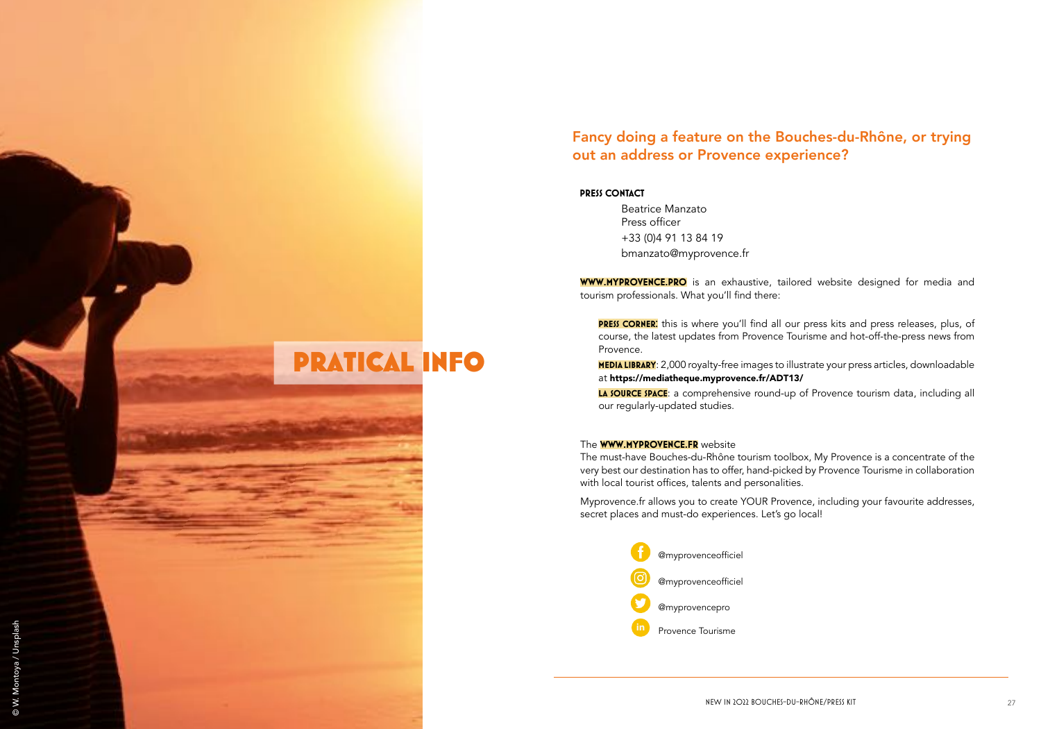# PRATICAL INFO

## Fancy doing a feature on the Bouches-du-Rhône, or trying out an address or Provence experience?

**PRESS CONTACT**

Beatrice Manzato
Press officer
+33 (0)4 91 13 84 19
bmanzato@myprovence.fr

**WWW.MYPROVENCE.PRO** is an exhaustive, tailored website designed for media and tourism professionals. What you'll find there:

**PRESS CORNER:** this is where you'll find all our press kits and press releases, plus, of course, the latest updates from Provence Tourisme and hot-off-the-press news from Provence.

**MEDIA LIBRARY**: 2,000 royalty-free images to illustrate your press articles, downloadable at **https://mediatheque.myprovence.fr/ADT13/**

**LA SOURCE SPACE**: a comprehensive round-up of Provence tourism data, including all our regularly-updated studies.

The **WWW.MYPROVENCE.FR** website

The must-have Bouches-du-Rhône tourism toolbox, My Provence is a concentrate of the very best our destination has to offer, hand-picked by Provence Tourisme in collaboration with local tourist offices, talents and personalities.

Myprovence.fr allows you to create YOUR Provence, including your favourite addresses, secret places and must-do experiences. Let's go local!

- Facebook: @myprovenceofficiel
- Instagram: @myprovenceofficiel
- Twitter: @myprovencepro
- LinkedIn: Provence Tourisme

© W. Montoya / Unsplash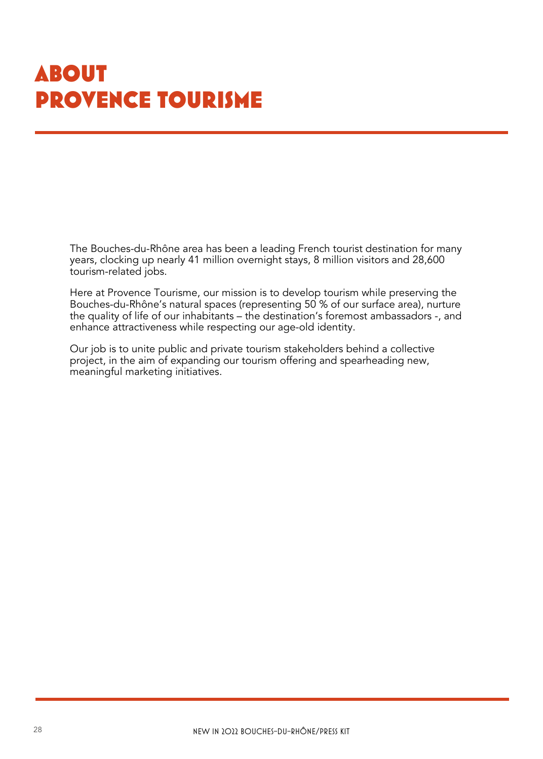# ABOUT PROVENCE TOURISME

The Bouches-du-Rhône area has been a leading French tourist destination for many years, clocking up nearly 41 million overnight stays, 8 million visitors and 28,600 tourism-related jobs.

Here at Provence Tourisme, our mission is to develop tourism while preserving the Bouches-du-Rhône's natural spaces (representing 50 % of our surface area), nurture the quality of life of our inhabitants – the destination's foremost ambassadors -, and enhance attractiveness while respecting our age-old identity.

Our job is to unite public and private tourism stakeholders behind a collective project, in the aim of expanding our tourism offering and spearheading new, meaningful marketing initiatives.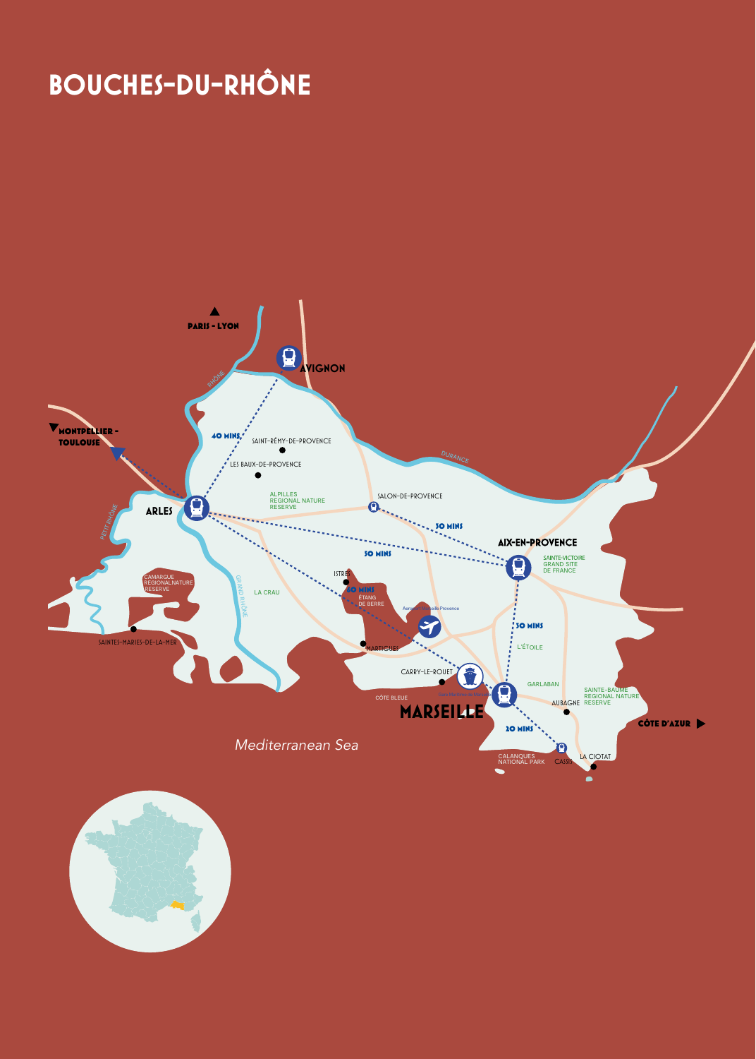# BOUCHES-DU-RHÔNE

PARIS - LYON

AVIGNON

MONTPELLIER - TOULOUSE

40 MINS

SAINT-RÉMY-DE-PROVENCE

LES BAUX-DE-PROVENCE

ALPILLES REGIONAL NATURE RESERVE

SALON-DE-PROVENCE

DURANCE

RHÔNE

ARLES

PETIT RHÔNE

30 MINS

50 MINS

AIX-EN-PROVENCE

SAINTE-VICTOIRE GRAND SITE DE FRANCE

CAMARGUE REGIONAL NATURE RESERVE

LA CRAU

GRAND RHÔNE

ISTRES

60 MINS

ÉTANG DE BERRE

Aéroport Marseille Provence

30 MINS

SAINTES-MARIES-DE-LA-MER

MARTIGUES

L'ÉTOILE

CARRY-LE-ROUET

GARLABAN

CÔTE BLEUE

MARSEILLE

AUBAGNE

SAINTE-BAUME REGIONAL NATURE RESERVE

CÔTE D'AZUR

20 MINS

*Mediterranean Sea*

CALANQUES NATIONAL PARK

CASSIS

LA CIOTAT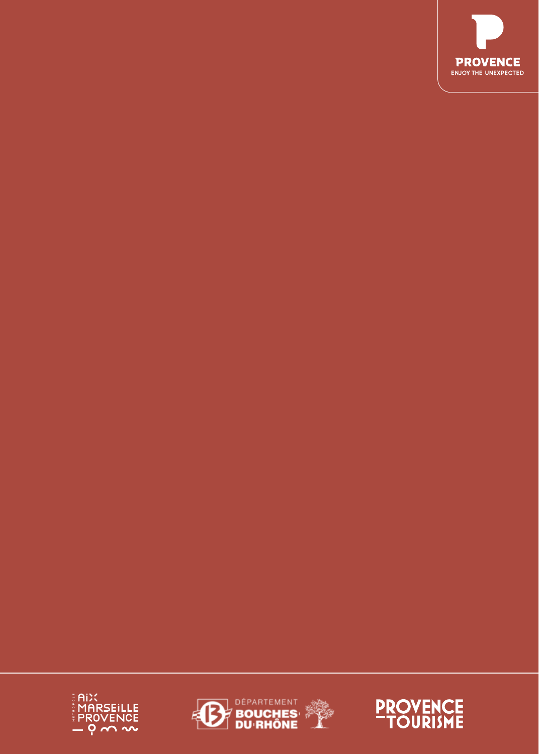PROVENCE
ENJOY THE UNEXPECTED

MÉTROPOLE AIX MARSEILLE PROVENCE

DÉPARTEMENT BOUCHES-DU-RHÔNE

PROVENCE TOURISME